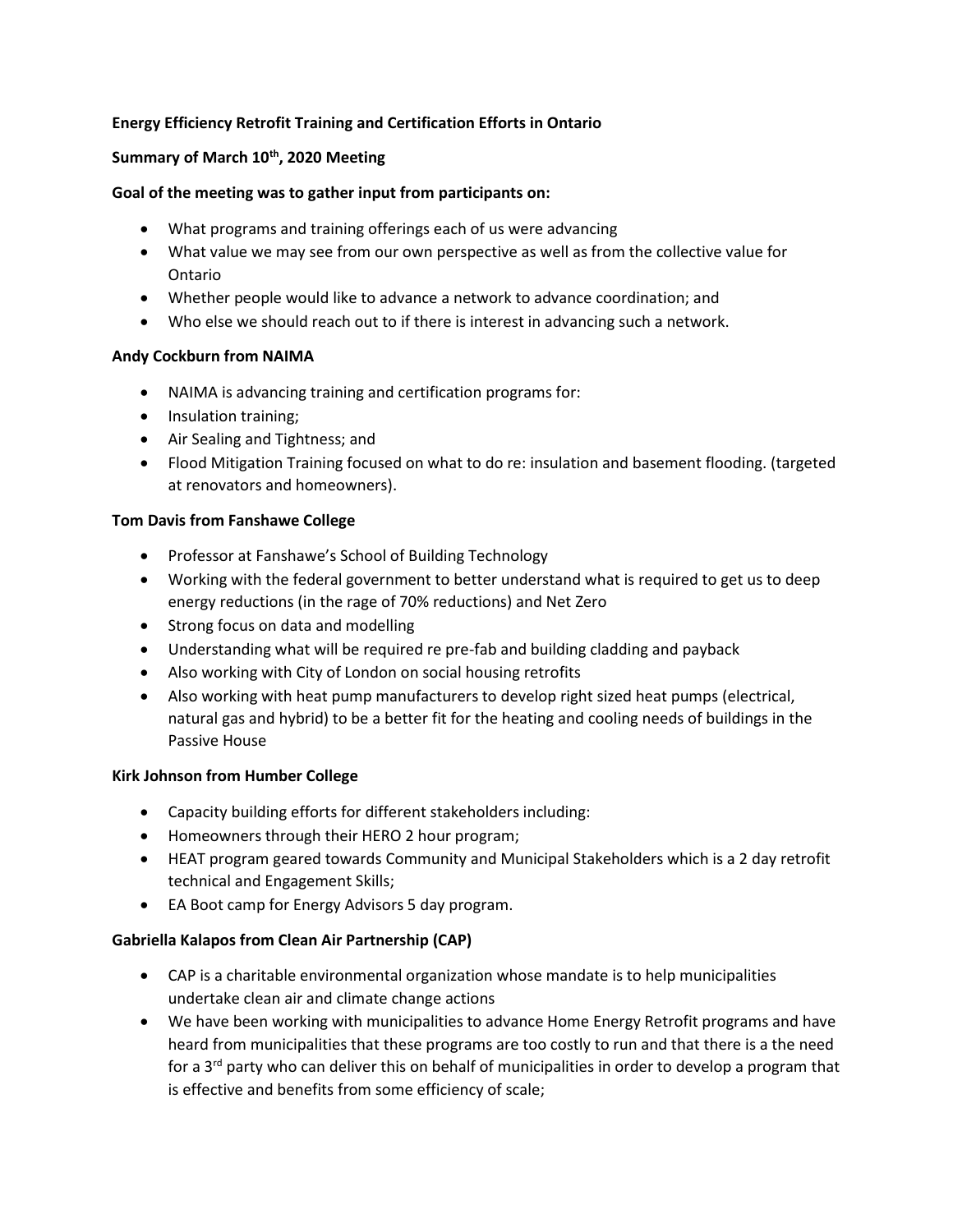**Energy Efficiency Retrofit Training and Certification Efforts in Ontario**

**Summary of March 10th, 2020 Meeting**

**Goal of the meeting was to gather input from participants on:**

- What programs and training offerings each of us were advancing
- What value we may see from our own perspective as well as from the collective value for Ontario
- Whether people would like to advance a network to advance coordination; and
- Who else we should reach out to if there is interest in advancing such a network.

**Andy Cockburn from NAIMA**

- NAIMA is advancing training and certification programs for:
- Insulation training;
- Air Sealing and Tightness; and
- Flood Mitigation Training focused on what to do re: insulation and basement flooding. (targeted at renovators and homeowners).

**Tom Davis from Fanshawe College**

- Professor at Fanshawe's School of Building Technology
- Working with the federal government to better understand what is required to get us to deep energy reductions (in the rage of 70% reductions) and Net Zero
- Strong focus on data and modelling
- Understanding what will be required re pre-fab and building cladding and payback
- Also working with City of London on social housing retrofits
- Also working with heat pump manufacturers to develop right sized heat pumps (electrical, natural gas and hybrid) to be a better fit for the heating and cooling needs of buildings in the Passive House

**Kirk Johnson from Humber College**

- Capacity building efforts for different stakeholders including:
- Homeowners through their HERO 2 hour program;
- HEAT program geared towards Community and Municipal Stakeholders which is a 2 day retrofit technical and Engagement Skills;
- EA Boot camp for Energy Advisors 5 day program.

**Gabriella Kalapos from Clean Air Partnership (CAP)**

- CAP is a charitable environmental organization whose mandate is to help municipalities undertake clean air and climate change actions
- We have been working with municipalities to advance Home Energy Retrofit programs and have heard from municipalities that these programs are too costly to run and that there is a the need for a 3rd party who can deliver this on behalf of municipalities in order to develop a program that is effective and benefits from some efficiency of scale;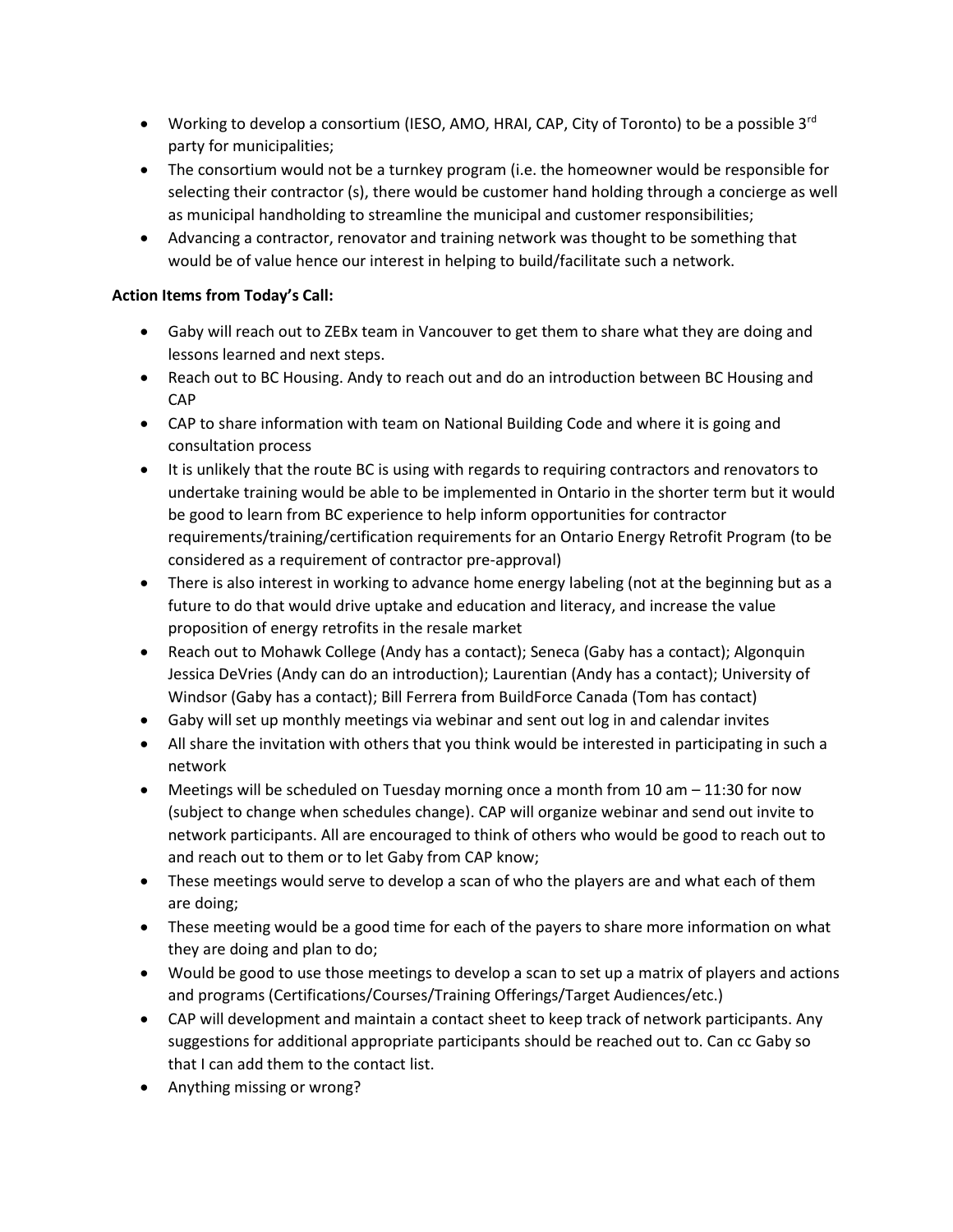- Working to develop a consortium (IESO, AMO, HRAI, CAP, City of Toronto) to be a possible 3rd party for municipalities;
- The consortium would not be a turnkey program (i.e. the homeowner would be responsible for selecting their contractor (s), there would be customer hand holding through a concierge as well as municipal handholding to streamline the municipal and customer responsibilities;
- Advancing a contractor, renovator and training network was thought to be something that would be of value hence our interest in helping to build/facilitate such a network.

**Action Items from Today's Call:**

- Gaby will reach out to ZEBx team in Vancouver to get them to share what they are doing and lessons learned and next steps.
- Reach out to BC Housing. Andy to reach out and do an introduction between BC Housing and CAP
- CAP to share information with team on National Building Code and where it is going and consultation process
- It is unlikely that the route BC is using with regards to requiring contractors and renovators to undertake training would be able to be implemented in Ontario in the shorter term but it would be good to learn from BC experience to help inform opportunities for contractor requirements/training/certification requirements for an Ontario Energy Retrofit Program (to be considered as a requirement of contractor pre-approval)
- There is also interest in working to advance home energy labeling (not at the beginning but as a future to do that would drive uptake and education and literacy, and increase the value proposition of energy retrofits in the resale market
- Reach out to Mohawk College (Andy has a contact); Seneca (Gaby has a contact); Algonquin Jessica DeVries (Andy can do an introduction); Laurentian (Andy has a contact); University of Windsor (Gaby has a contact); Bill Ferrera from BuildForce Canada (Tom has contact)
- Gaby will set up monthly meetings via webinar and sent out log in and calendar invites
- All share the invitation with others that you think would be interested in participating in such a network
- Meetings will be scheduled on Tuesday morning once a month from 10 am – 11:30 for now (subject to change when schedules change). CAP will organize webinar and send out invite to network participants. All are encouraged to think of others who would be good to reach out to and reach out to them or to let Gaby from CAP know;
- These meetings would serve to develop a scan of who the players are and what each of them are doing;
- These meeting would be a good time for each of the payers to share more information on what they are doing and plan to do;
- Would be good to use those meetings to develop a scan to set up a matrix of players and actions and programs (Certifications/Courses/Training Offerings/Target Audiences/etc.)
- CAP will development and maintain a contact sheet to keep track of network participants. Any suggestions for additional appropriate participants should be reached out to. Can cc Gaby so that I can add them to the contact list.
- Anything missing or wrong?